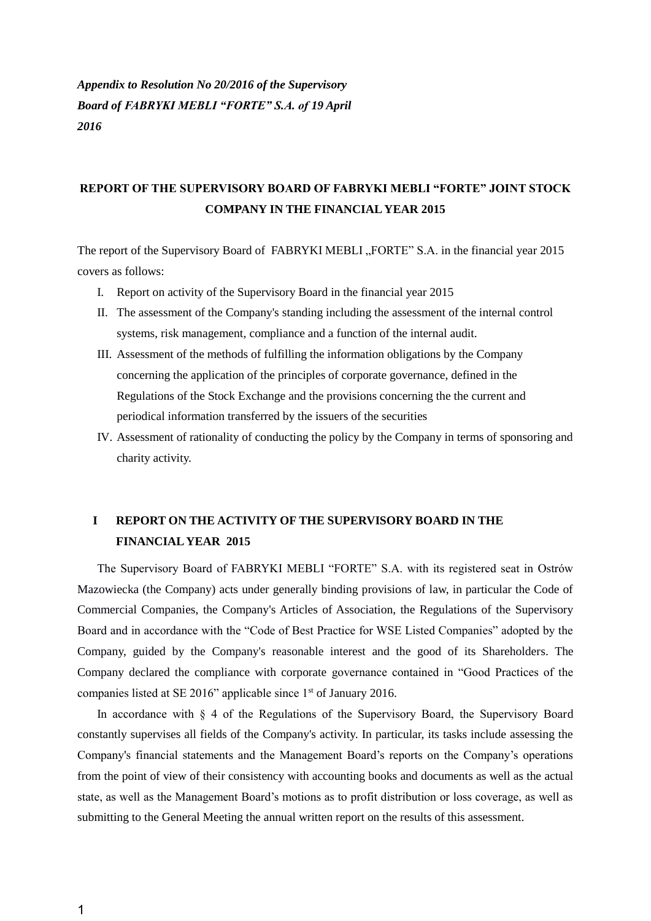*Appendix to Resolution No 20/2016 of the Supervisory Board of FABRYKI MEBLI "FORTE" S.A. of 19 April 2016*

# REPORT OF THE SUPERVISORY BOARD OF FABRYKI MEBLI "FORTE" JOINT STOCK COMPANY IN THE FINANCIAL YEAR 2015

The report of the Supervisory Board of FABRYKI MEBLI „FORTE" S.A. in the financial year 2015 covers as follows:

I. Report on activity of the Supervisory Board in the financial year 2015
II. The assessment of the Company's standing including the assessment of the internal control systems, risk management, compliance and a function of the internal audit.
III. Assessment of the methods of fulfilling the information obligations by the Company concerning the application of the principles of corporate governance, defined in the Regulations of the Stock Exchange and the provisions concerning the the current and periodical information transferred by the issuers of the securities
IV. Assessment of rationality of conducting the policy by the Company in terms of sponsoring and charity activity.

## I REPORT ON THE ACTIVITY OF THE SUPERVISORY BOARD IN THE FINANCIAL YEAR 2015

The Supervisory Board of FABRYKI MEBLI "FORTE" S.A. with its registered seat in Ostrów Mazowiecka (the Company) acts under generally binding provisions of law, in particular the Code of Commercial Companies, the Company's Articles of Association, the Regulations of the Supervisory Board and in accordance with the "Code of Best Practice for WSE Listed Companies" adopted by the Company, guided by the Company's reasonable interest and the good of its Shareholders. The Company declared the compliance with corporate governance contained in "Good Practices of the companies listed at SE 2016" applicable since 1st of January 2016.

In accordance with § 4 of the Regulations of the Supervisory Board, the Supervisory Board constantly supervises all fields of the Company's activity. In particular, its tasks include assessing the Company's financial statements and the Management Board's reports on the Company's operations from the point of view of their consistency with accounting books and documents as well as the actual state, as well as the Management Board's motions as to profit distribution or loss coverage, as well as submitting to the General Meeting the annual written report on the results of this assessment.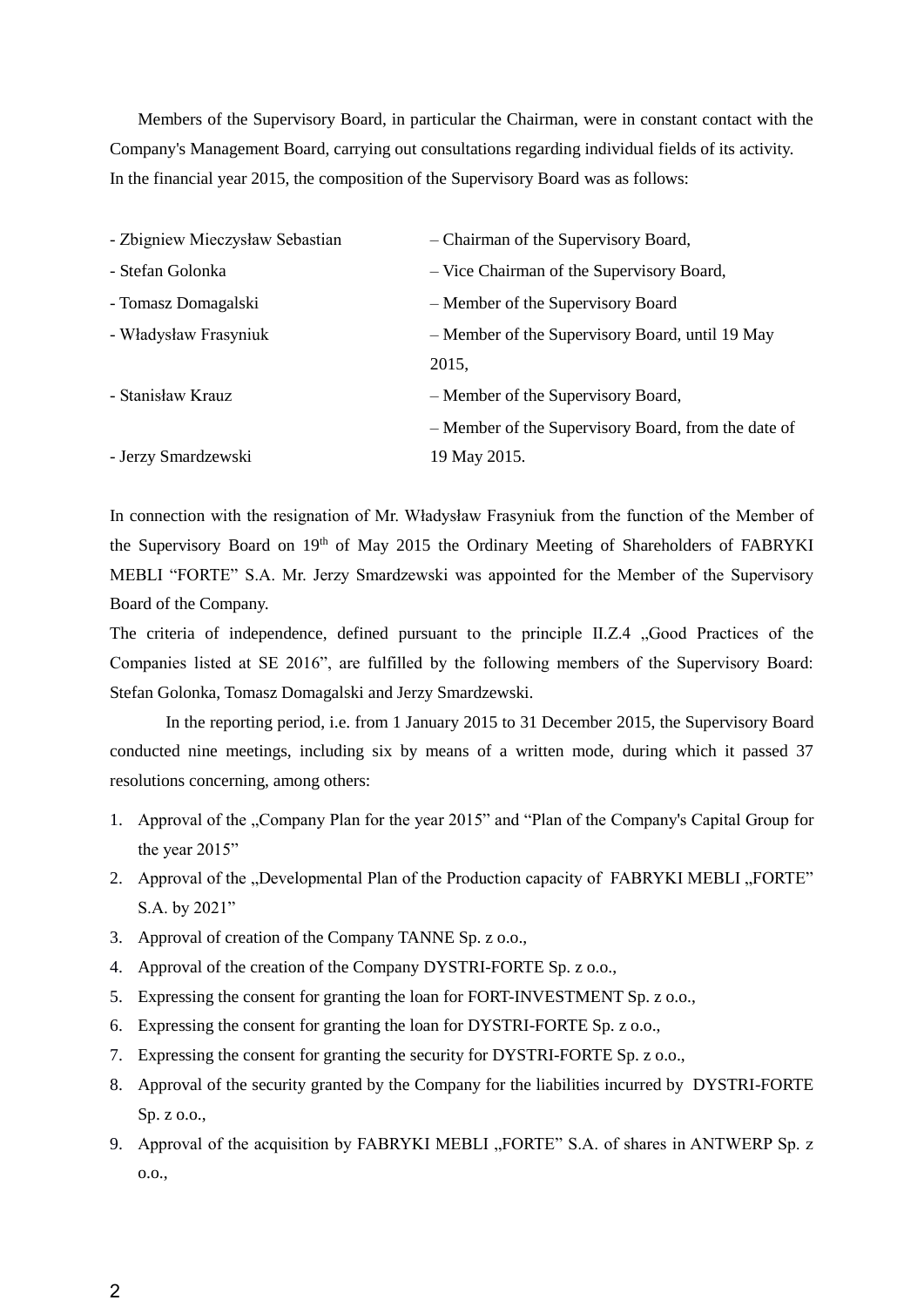Members of the Supervisory Board, in particular the Chairman, were in constant contact with the Company's Management Board, carrying out consultations regarding individual fields of its activity. In the financial year 2015, the composition of the Supervisory Board was as follows:

- Zbigniew Mieczysław Sebastian – Chairman of the Supervisory Board,
- Stefan Golonka – Vice Chairman of the Supervisory Board,
- Tomasz Domagalski – Member of the Supervisory Board
- Władysław Frasyniuk – Member of the Supervisory Board, until 19 May 2015,
- Stanisław Krauz – Member of the Supervisory Board,
- Jerzy Smardzewski – Member of the Supervisory Board, from the date of 19 May 2015.

In connection with the resignation of Mr. Władysław Frasyniuk from the function of the Member of the Supervisory Board on 19th of May 2015 the Ordinary Meeting of Shareholders of FABRYKI MEBLI "FORTE" S.A. Mr. Jerzy Smardzewski was appointed for the Member of the Supervisory Board of the Company.

The criteria of independence, defined pursuant to the principle II.Z.4 „Good Practices of the Companies listed at SE 2016", are fulfilled by the following members of the Supervisory Board: Stefan Golonka, Tomasz Domagalski and Jerzy Smardzewski.

In the reporting period, i.e. from 1 January 2015 to 31 December 2015, the Supervisory Board conducted nine meetings, including six by means of a written mode, during which it passed 37 resolutions concerning, among others:

1. Approval of the „Company Plan for the year 2015" and "Plan of the Company's Capital Group for the year 2015"
2. Approval of the „Developmental Plan of the Production capacity of FABRYKI MEBLI „FORTE" S.A. by 2021"
3. Approval of creation of the Company TANNE Sp. z o.o.,
4. Approval of the creation of the Company DYSTRI-FORTE Sp. z o.o.,
5. Expressing the consent for granting the loan for FORT-INVESTMENT Sp. z o.o.,
6. Expressing the consent for granting the loan for DYSTRI-FORTE Sp. z o.o.,
7. Expressing the consent for granting the security for DYSTRI-FORTE Sp. z o.o.,
8. Approval of the security granted by the Company for the liabilities incurred by DYSTRI-FORTE Sp. z o.o.,
9. Approval of the acquisition by FABRYKI MEBLI „FORTE" S.A. of shares in ANTWERP Sp. z o.o.,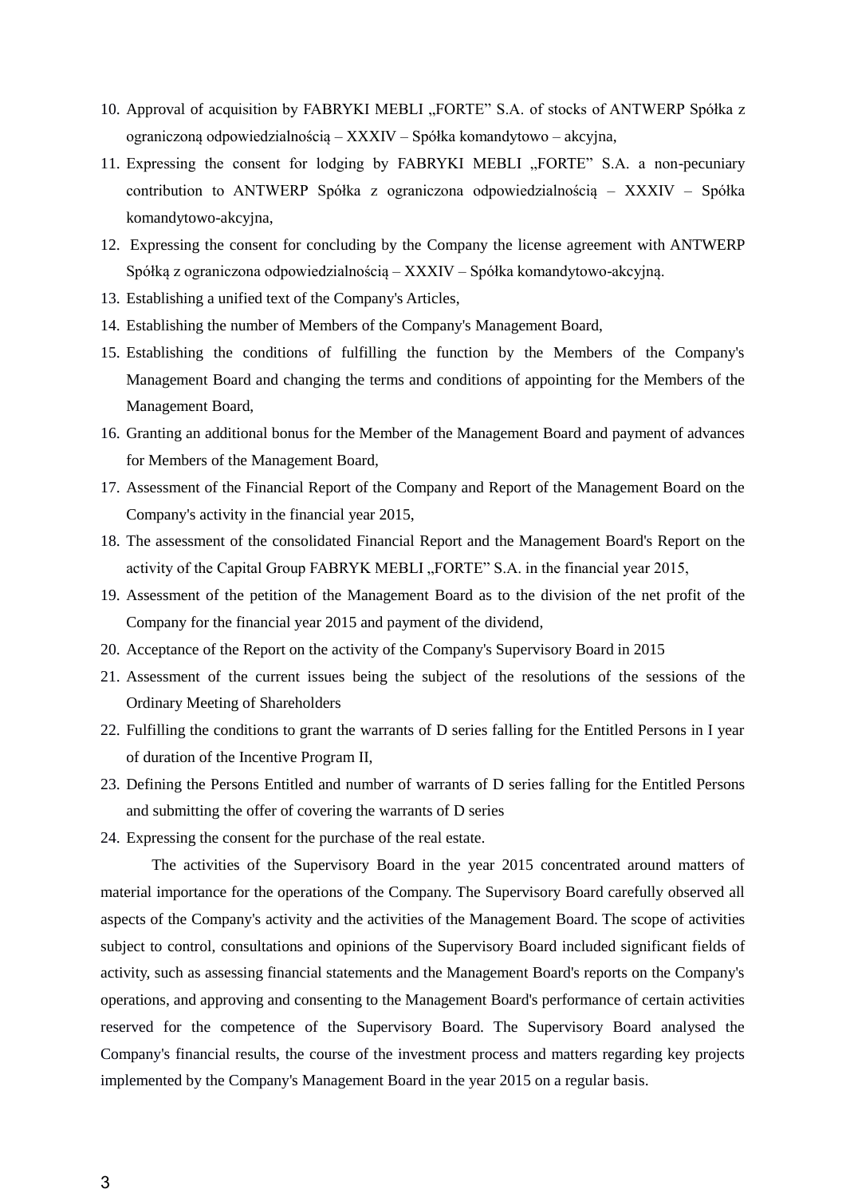10. Approval of acquisition by FABRYKI MEBLI „FORTE" S.A. of stocks of ANTWERP Spółka z ograniczoną odpowiedzialnością – XXXIV – Spółka komandytowo – akcyjna,
11. Expressing the consent for lodging by FABRYKI MEBLI „FORTE" S.A. a non-pecuniary contribution to ANTWERP Spółka z ograniczona odpowiedzialnością – XXXIV – Spółka komandytowo-akcyjna,
12. Expressing the consent for concluding by the Company the license agreement with ANTWERP Spółką z ograniczona odpowiedzialnością – XXXIV – Spółka komandytowo-akcyjną.
13. Establishing a unified text of the Company's Articles,
14. Establishing the number of Members of the Company's Management Board,
15. Establishing the conditions of fulfilling the function by the Members of the Company's Management Board and changing the terms and conditions of appointing for the Members of the Management Board,
16. Granting an additional bonus for the Member of the Management Board and payment of advances for Members of the Management Board,
17. Assessment of the Financial Report of the Company and Report of the Management Board on the Company's activity in the financial year 2015,
18. The assessment of the consolidated Financial Report and the Management Board's Report on the activity of the Capital Group FABRYK MEBLI „FORTE" S.A. in the financial year 2015,
19. Assessment of the petition of the Management Board as to the division of the net profit of the Company for the financial year 2015 and payment of the dividend,
20. Acceptance of the Report on the activity of the Company's Supervisory Board in 2015
21. Assessment of the current issues being the subject of the resolutions of the sessions of the Ordinary Meeting of Shareholders
22. Fulfilling the conditions to grant the warrants of D series falling for the Entitled Persons in I year of duration of the Incentive Program II,
23. Defining the Persons Entitled and number of warrants of D series falling for the Entitled Persons and submitting the offer of covering the warrants of D series
24. Expressing the consent for the purchase of the real estate.

The activities of the Supervisory Board in the year 2015 concentrated around matters of material importance for the operations of the Company. The Supervisory Board carefully observed all aspects of the Company's activity and the activities of the Management Board. The scope of activities subject to control, consultations and opinions of the Supervisory Board included significant fields of activity, such as assessing financial statements and the Management Board's reports on the Company's operations, and approving and consenting to the Management Board's performance of certain activities reserved for the competence of the Supervisory Board. The Supervisory Board analysed the Company's financial results, the course of the investment process and matters regarding key projects implemented by the Company's Management Board in the year 2015 on a regular basis.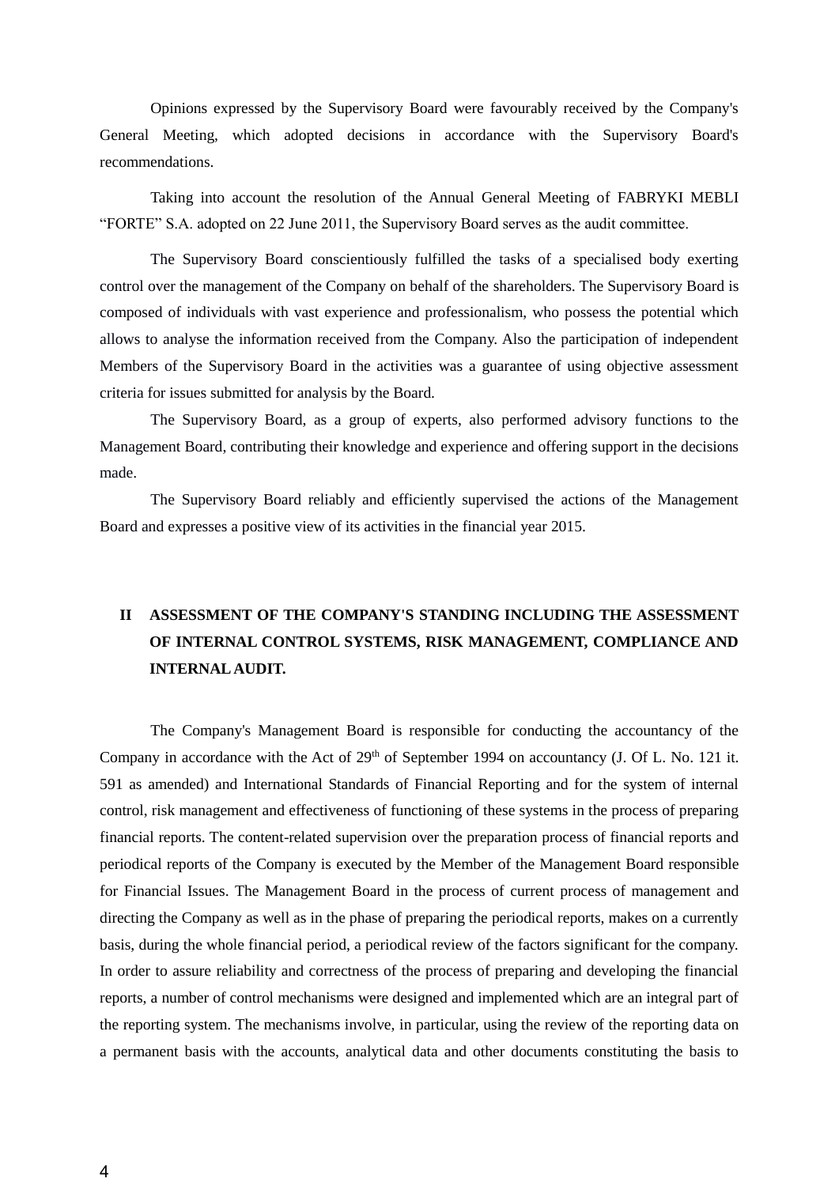Opinions expressed by the Supervisory Board were favourably received by the Company's General Meeting, which adopted decisions in accordance with the Supervisory Board's recommendations.

Taking into account the resolution of the Annual General Meeting of FABRYKI MEBLI "FORTE" S.A. adopted on 22 June 2011, the Supervisory Board serves as the audit committee.

The Supervisory Board conscientiously fulfilled the tasks of a specialised body exerting control over the management of the Company on behalf of the shareholders. The Supervisory Board is composed of individuals with vast experience and professionalism, who possess the potential which allows to analyse the information received from the Company. Also the participation of independent Members of the Supervisory Board in the activities was a guarantee of using objective assessment criteria for issues submitted for analysis by the Board.

The Supervisory Board, as a group of experts, also performed advisory functions to the Management Board, contributing their knowledge and experience and offering support in the decisions made.

The Supervisory Board reliably and efficiently supervised the actions of the Management Board and expresses a positive view of its activities in the financial year 2015.

## II ASSESSMENT OF THE COMPANY'S STANDING INCLUDING THE ASSESSMENT OF INTERNAL CONTROL SYSTEMS, RISK MANAGEMENT, COMPLIANCE AND INTERNAL AUDIT.

The Company's Management Board is responsible for conducting the accountancy of the Company in accordance with the Act of 29th of September 1994 on accountancy (J. Of L. No. 121 it. 591 as amended) and International Standards of Financial Reporting and for the system of internal control, risk management and effectiveness of functioning of these systems in the process of preparing financial reports. The content-related supervision over the preparation process of financial reports and periodical reports of the Company is executed by the Member of the Management Board responsible for Financial Issues. The Management Board in the process of current process of management and directing the Company as well as in the phase of preparing the periodical reports, makes on a currently basis, during the whole financial period, a periodical review of the factors significant for the company. In order to assure reliability and correctness of the process of preparing and developing the financial reports, a number of control mechanisms were designed and implemented which are an integral part of the reporting system. The mechanisms involve, in particular, using the review of the reporting data on a permanent basis with the accounts, analytical data and other documents constituting the basis to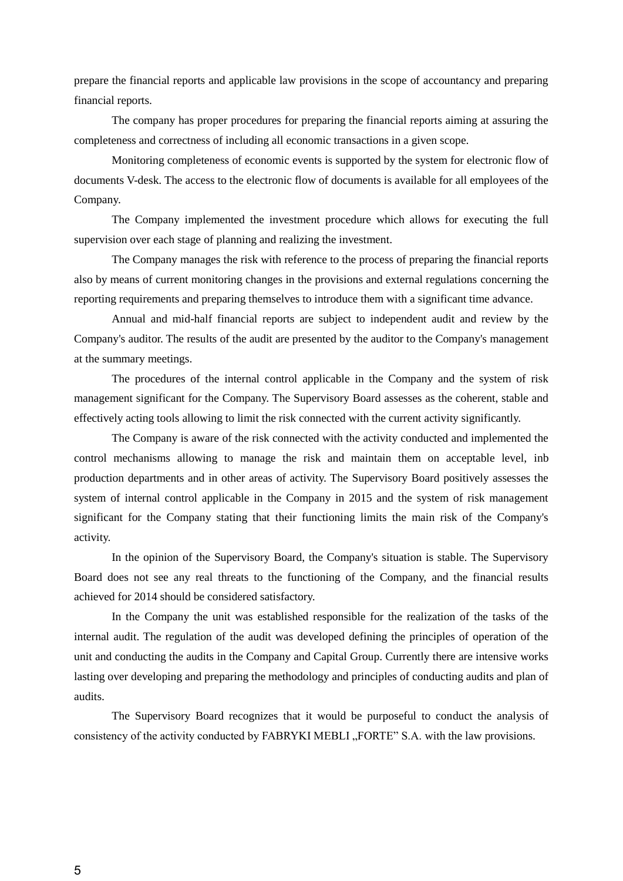prepare the financial reports and applicable law provisions in the scope of accountancy and preparing financial reports.

The company has proper procedures for preparing the financial reports aiming at assuring the completeness and correctness of including all economic transactions in a given scope.

Monitoring completeness of economic events is supported by the system for electronic flow of documents V-desk. The access to the electronic flow of documents is available for all employees of the Company.

The Company implemented the investment procedure which allows for executing the full supervision over each stage of planning and realizing the investment.

The Company manages the risk with reference to the process of preparing the financial reports also by means of current monitoring changes in the provisions and external regulations concerning the reporting requirements and preparing themselves to introduce them with a significant time advance.

Annual and mid-half financial reports are subject to independent audit and review by the Company's auditor. The results of the audit are presented by the auditor to the Company's management at the summary meetings.

The procedures of the internal control applicable in the Company and the system of risk management significant for the Company. The Supervisory Board assesses as the coherent, stable and effectively acting tools allowing to limit the risk connected with the current activity significantly.

The Company is aware of the risk connected with the activity conducted and implemented the control mechanisms allowing to manage the risk and maintain them on acceptable level, inb production departments and in other areas of activity. The Supervisory Board positively assesses the system of internal control applicable in the Company in 2015 and the system of risk management significant for the Company stating that their functioning limits the main risk of the Company's activity.

In the opinion of the Supervisory Board, the Company's situation is stable. The Supervisory Board does not see any real threats to the functioning of the Company, and the financial results achieved for 2014 should be considered satisfactory.

In the Company the unit was established responsible for the realization of the tasks of the internal audit. The regulation of the audit was developed defining the principles of operation of the unit and conducting the audits in the Company and Capital Group. Currently there are intensive works lasting over developing and preparing the methodology and principles of conducting audits and plan of audits.

The Supervisory Board recognizes that it would be purposeful to conduct the analysis of consistency of the activity conducted by FABRYKI MEBLI „FORTE" S.A. with the law provisions.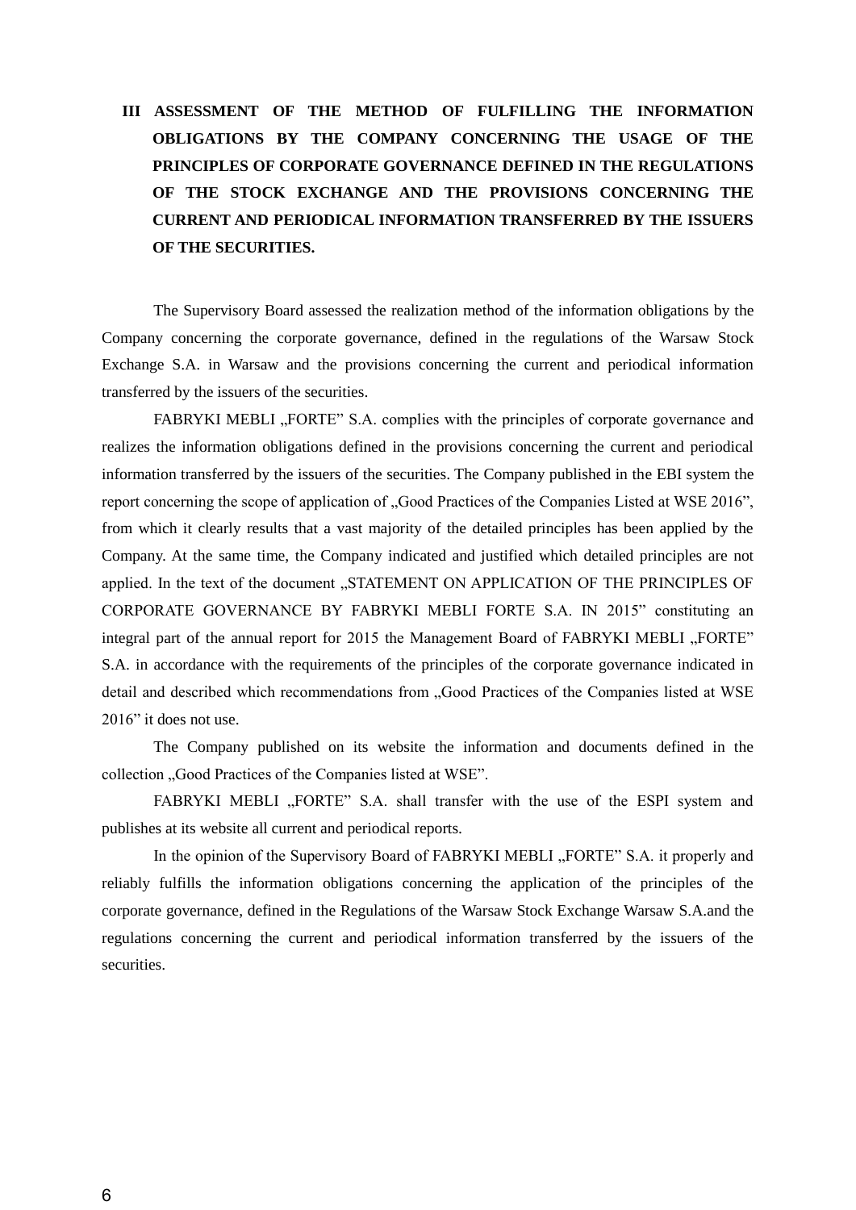## III ASSESSMENT OF THE METHOD OF FULFILLING THE INFORMATION OBLIGATIONS BY THE COMPANY CONCERNING THE USAGE OF THE PRINCIPLES OF CORPORATE GOVERNANCE DEFINED IN THE REGULATIONS OF THE STOCK EXCHANGE AND THE PROVISIONS CONCERNING THE CURRENT AND PERIODICAL INFORMATION TRANSFERRED BY THE ISSUERS OF THE SECURITIES.

The Supervisory Board assessed the realization method of the information obligations by the Company concerning the corporate governance, defined in the regulations of the Warsaw Stock Exchange S.A. in Warsaw and the provisions concerning the current and periodical information transferred by the issuers of the securities.

FABRYKI MEBLI „FORTE" S.A. complies with the principles of corporate governance and realizes the information obligations defined in the provisions concerning the current and periodical information transferred by the issuers of the securities. The Company published in the EBI system the report concerning the scope of application of „Good Practices of the Companies Listed at WSE 2016", from which it clearly results that a vast majority of the detailed principles has been applied by the Company. At the same time, the Company indicated and justified which detailed principles are not applied. In the text of the document „STATEMENT ON APPLICATION OF THE PRINCIPLES OF CORPORATE GOVERNANCE BY FABRYKI MEBLI FORTE S.A. IN 2015" constituting an integral part of the annual report for 2015 the Management Board of FABRYKI MEBLI „FORTE" S.A. in accordance with the requirements of the principles of the corporate governance indicated in detail and described which recommendations from „Good Practices of the Companies listed at WSE 2016" it does not use.

The Company published on its website the information and documents defined in the collection „Good Practices of the Companies listed at WSE".

FABRYKI MEBLI „FORTE" S.A. shall transfer with the use of the ESPI system and publishes at its website all current and periodical reports.

In the opinion of the Supervisory Board of FABRYKI MEBLI „FORTE" S.A. it properly and reliably fulfills the information obligations concerning the application of the principles of the corporate governance, defined in the Regulations of the Warsaw Stock Exchange Warsaw S.A.and the regulations concerning the current and periodical information transferred by the issuers of the securities.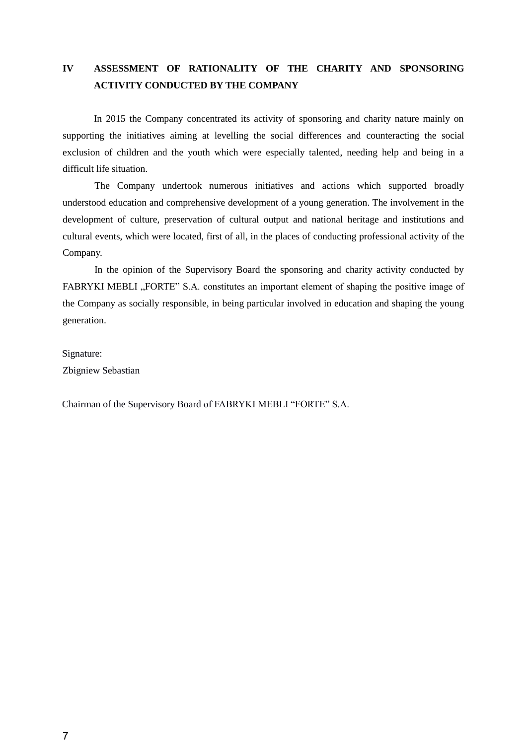## IV ASSESSMENT OF RATIONALITY OF THE CHARITY AND SPONSORING ACTIVITY CONDUCTED BY THE COMPANY

In 2015 the Company concentrated its activity of sponsoring and charity nature mainly on supporting the initiatives aiming at levelling the social differences and counteracting the social exclusion of children and the youth which were especially talented, needing help and being in a difficult life situation.

The Company undertook numerous initiatives and actions which supported broadly understood education and comprehensive development of a young generation. The involvement in the development of culture, preservation of cultural output and national heritage and institutions and cultural events, which were located, first of all, in the places of conducting professional activity of the Company.

In the opinion of the Supervisory Board the sponsoring and charity activity conducted by FABRYKI MEBLI „FORTE" S.A. constitutes an important element of shaping the positive image of the Company as socially responsible, in being particular involved in education and shaping the young generation.

Signature:
Zbigniew Sebastian

Chairman of the Supervisory Board of FABRYKI MEBLI "FORTE" S.A.